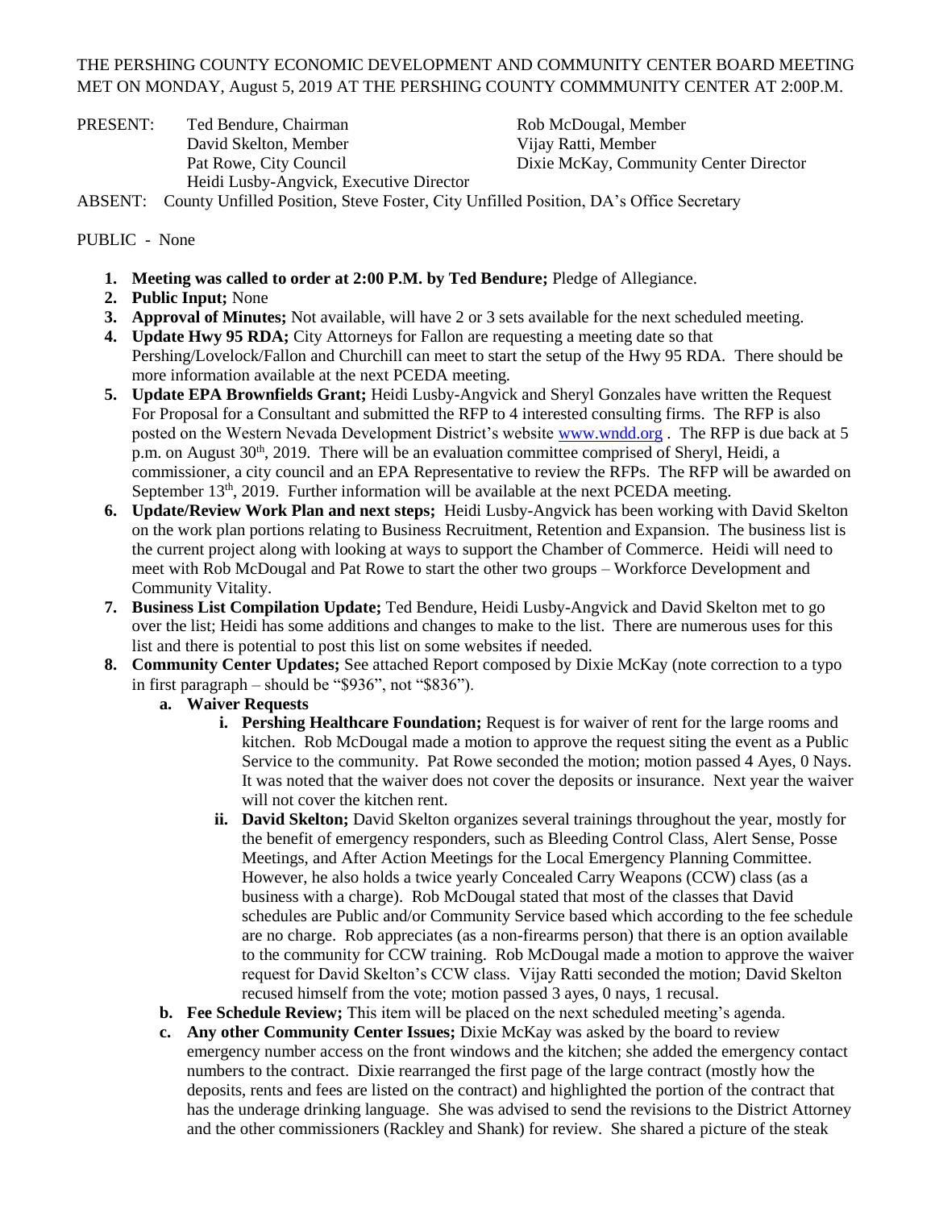THE PERSHING COUNTY ECONOMIC DEVELOPMENT AND COMMUNITY CENTER BOARD MEETING MET ON MONDAY, August 5, 2019 AT THE PERSHING COUNTY COMMMUNITY CENTER AT 2:00P.M.

PRESENT: Ted Bendure, Chairman; Rob McDougal, Member; David Skelton, Member; Vijay Ratti, Member; Pat Rowe, City Council; Dixie McKay, Community Center Director; Heidi Lusby-Angvick, Executive Director

ABSENT: County Unfilled Position, Steve Foster, City Unfilled Position, DA's Office Secretary

PUBLIC - None

1. **Meeting was called to order at 2:00 P.M. by Ted Bendure;** Pledge of Allegiance.
2. **Public Input;** None
3. **Approval of Minutes;** Not available, will have 2 or 3 sets available for the next scheduled meeting.
4. **Update Hwy 95 RDA;** City Attorneys for Fallon are requesting a meeting date so that Pershing/Lovelock/Fallon and Churchill can meet to start the setup of the Hwy 95 RDA. There should be more information available at the next PCEDA meeting.
5. **Update EPA Brownfields Grant;** Heidi Lusby-Angvick and Sheryl Gonzales have written the Request For Proposal for a Consultant and submitted the RFP to 4 interested consulting firms. The RFP is also posted on the Western Nevada Development District's website www.wndd.org . The RFP is due back at 5 p.m. on August 30th, 2019. There will be an evaluation committee comprised of Sheryl, Heidi, a commissioner, a city council and an EPA Representative to review the RFPs. The RFP will be awarded on September 13th, 2019. Further information will be available at the next PCEDA meeting.
6. **Update/Review Work Plan and next steps;** Heidi Lusby-Angvick has been working with David Skelton on the work plan portions relating to Business Recruitment, Retention and Expansion. The business list is the current project along with looking at ways to support the Chamber of Commerce. Heidi will need to meet with Rob McDougal and Pat Rowe to start the other two groups – Workforce Development and Community Vitality.
7. **Business List Compilation Update;** Ted Bendure, Heidi Lusby-Angvick and David Skelton met to go over the list; Heidi has some additions and changes to make to the list. There are numerous uses for this list and there is potential to post this list on some websites if needed.
8. **Community Center Updates;** See attached Report composed by Dixie McKay (note correction to a typo in first paragraph – should be "$936", not "$836").
    a. **Waiver Requests**
        i. **Pershing Healthcare Foundation;** Request is for waiver of rent for the large rooms and kitchen. Rob McDougal made a motion to approve the request siting the event as a Public Service to the community. Pat Rowe seconded the motion; motion passed 4 Ayes, 0 Nays. It was noted that the waiver does not cover the deposits or insurance. Next year the waiver will not cover the kitchen rent.
        ii. **David Skelton;** David Skelton organizes several trainings throughout the year, mostly for the benefit of emergency responders, such as Bleeding Control Class, Alert Sense, Posse Meetings, and After Action Meetings for the Local Emergency Planning Committee. However, he also holds a twice yearly Concealed Carry Weapons (CCW) class (as a business with a charge). Rob McDougal stated that most of the classes that David schedules are Public and/or Community Service based which according to the fee schedule are no charge. Rob appreciates (as a non-firearms person) that there is an option available to the community for CCW training. Rob McDougal made a motion to approve the waiver request for David Skelton's CCW class. Vijay Ratti seconded the motion; David Skelton recused himself from the vote; motion passed 3 ayes, 0 nays, 1 recusal.
    b. **Fee Schedule Review;** This item will be placed on the next scheduled meeting's agenda.
    c. **Any other Community Center Issues;** Dixie McKay was asked by the board to review emergency number access on the front windows and the kitchen; she added the emergency contact numbers to the contract. Dixie rearranged the first page of the large contract (mostly how the deposits, rents and fees are listed on the contract) and highlighted the portion of the contract that has the underage drinking language. She was advised to send the revisions to the District Attorney and the other commissioners (Rackley and Shank) for review. She shared a picture of the steak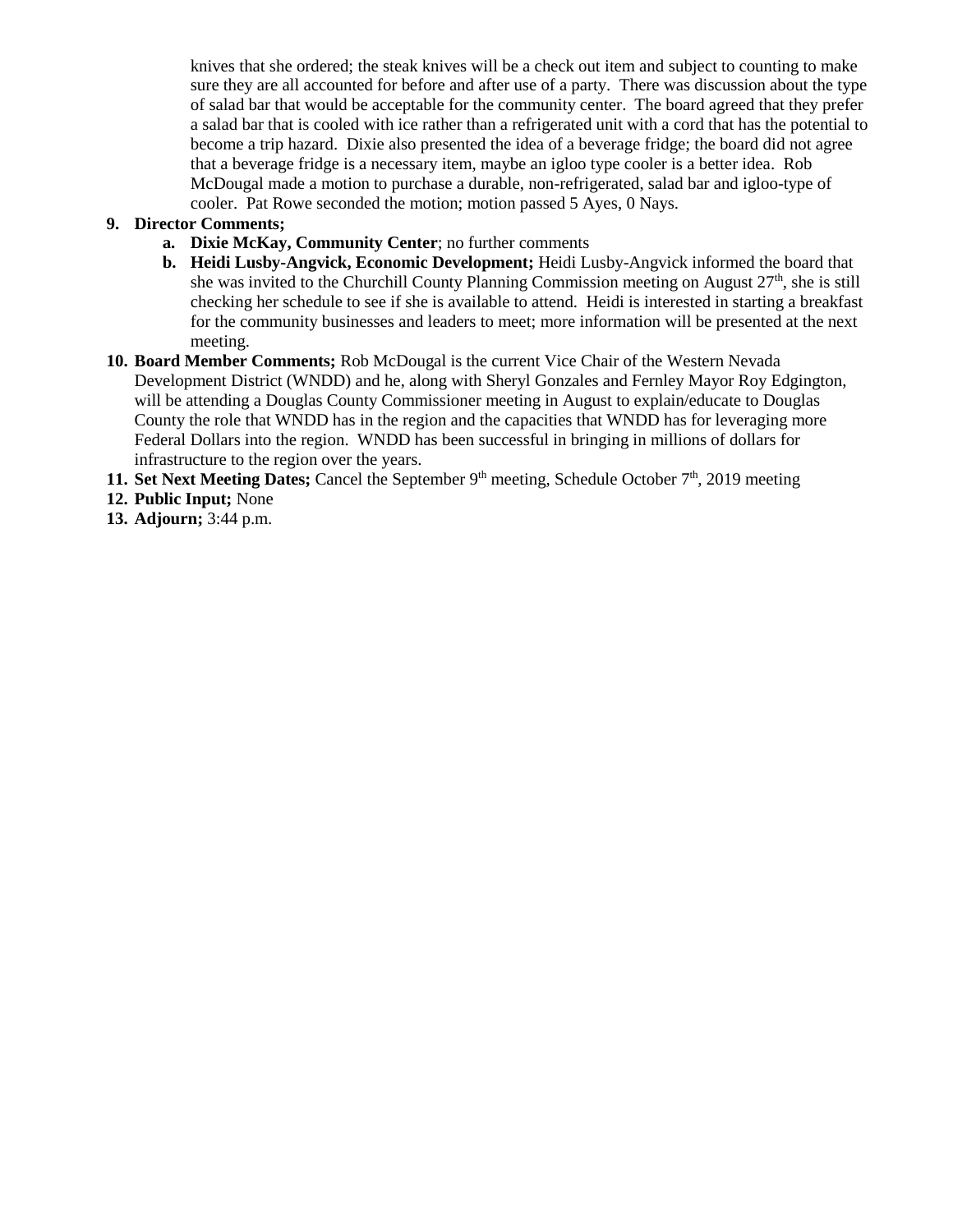knives that she ordered; the steak knives will be a check out item and subject to counting to make sure they are all accounted for before and after use of a party. There was discussion about the type of salad bar that would be acceptable for the community center. The board agreed that they prefer a salad bar that is cooled with ice rather than a refrigerated unit with a cord that has the potential to become a trip hazard. Dixie also presented the idea of a beverage fridge; the board did not agree that a beverage fridge is a necessary item, maybe an igloo type cooler is a better idea. Rob McDougal made a motion to purchase a durable, non-refrigerated, salad bar and igloo-type of cooler. Pat Rowe seconded the motion; motion passed 5 Ayes, 0 Nays.

9. **Director Comments;**
   a. **Dixie McKay, Community Center**; no further comments
   b. **Heidi Lusby-Angvick, Economic Development;** Heidi Lusby-Angvick informed the board that she was invited to the Churchill County Planning Commission meeting on August 27th, she is still checking her schedule to see if she is available to attend. Heidi is interested in starting a breakfast for the community businesses and leaders to meet; more information will be presented at the next meeting.
10. **Board Member Comments;** Rob McDougal is the current Vice Chair of the Western Nevada Development District (WNDD) and he, along with Sheryl Gonzales and Fernley Mayor Roy Edgington, will be attending a Douglas County Commissioner meeting in August to explain/educate to Douglas County the role that WNDD has in the region and the capacities that WNDD has for leveraging more Federal Dollars into the region. WNDD has been successful in bringing in millions of dollars for infrastructure to the region over the years.
11. **Set Next Meeting Dates;** Cancel the September 9th meeting, Schedule October 7th, 2019 meeting
12. **Public Input;** None
13. **Adjourn;** 3:44 p.m.